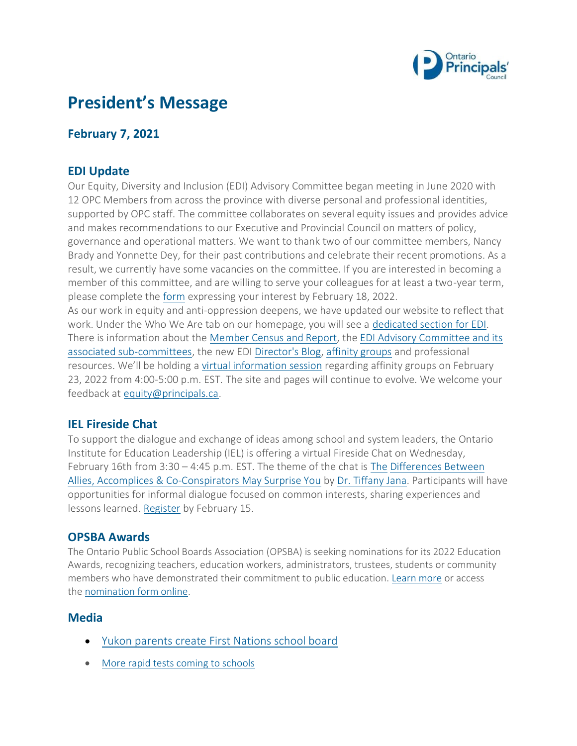# President's Message

## February 7, 2021

### EDI Update

Our Equity, Diversity and Inclusion (EDI) Advisory Committee began meeting in June 2020 with 12 OPC Members from across the province with diverse personal and professional identities, supported by OPC staff. The committee collaborates on several equity issues and provides advice and makes recommendations to our Executive and Provincial Council on matters of policy, governance and operational matters. We want to thank two of our committee members, Nancy Brady and Yonnette Dey, for their past contributions and celebrate their recent promotions. As a result, we currently have some vacancies on the committee. If you are interested in becoming a member of this committee, and are willing to serve your colleagues for at least a two-year term, please complete the form expressing your interest by February 18, 2022.

As our work in equity and anti-oppression deepens, we have updated our website to reflect that work. Under the Who We Are tab on our homepage, you will see a dedicated section for EDI. There is information about the Member Census and Report, the EDI Advisory Committee and its associated sub-committees, the new EDI Director's Blog, affinity groups and professional resources. We'll be holding a virtual information session regarding affinity groups on February 23, 2022 from 4:00-5:00 p.m. EST. The site and pages will continue to evolve. We welcome your feedback at equity@principals.ca.

### IEL Fireside Chat

To support the dialogue and exchange of ideas among school and system leaders, the Ontario Institute for Education Leadership (IEL) is offering a virtual Fireside Chat on Wednesday, February 16th from 3:30 – 4:45 p.m. EST. The theme of the chat is The Differences Between Allies, Accomplices & Co-Conspirators May Surprise You by Dr. Tiffany Jana. Participants will have opportunities for informal dialogue focused on common interests, sharing experiences and lessons learned. Register by February 15.

### OPSBA Awards

The Ontario Public School Boards Association (OPSBA) is seeking nominations for its 2022 Education Awards, recognizing teachers, education workers, administrators, trustees, students or community members who have demonstrated their commitment to public education. Learn more or access the nomination form online.

### Media

- Yukon parents create First Nations school board
- More rapid tests coming to schools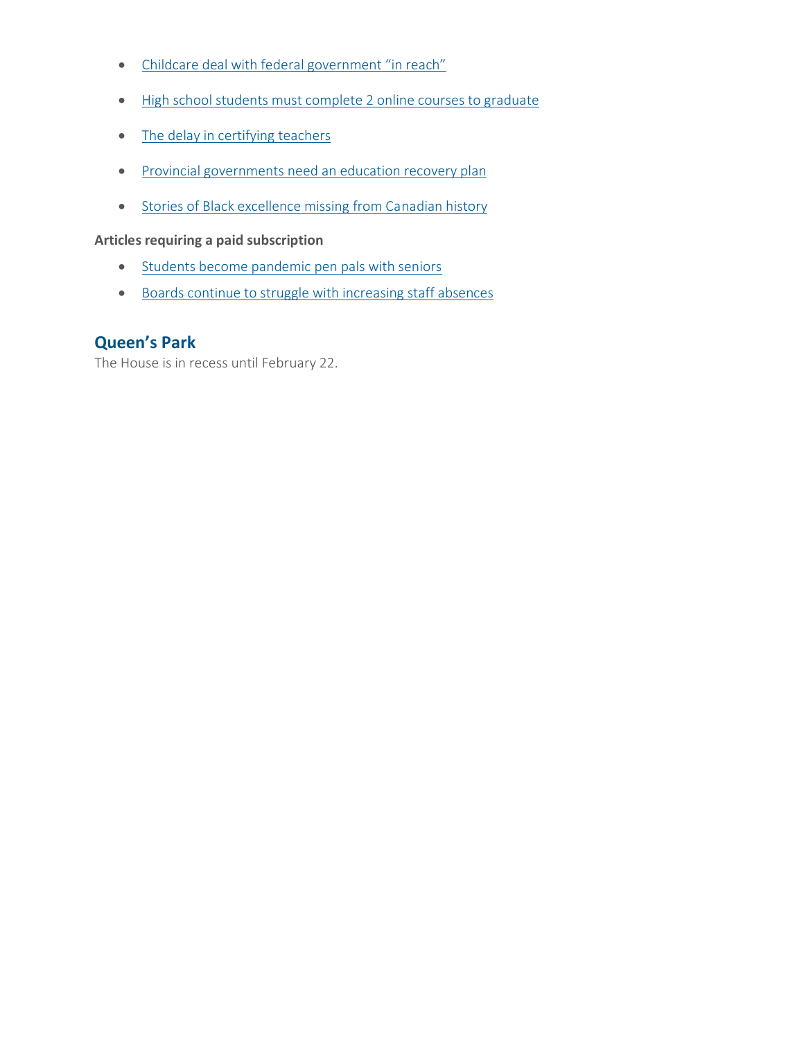- Childcare deal with federal government “in reach”
- High school students must complete 2 online courses to graduate
- The delay in certifying teachers
- Provincial governments need an education recovery plan
- Stories of Black excellence missing from Canadian history

**Articles requiring a paid subscription**

- Students become pandemic pen pals with seniors
- Boards continue to struggle with increasing staff absences

## Queen’s Park

The House is in recess until February 22.